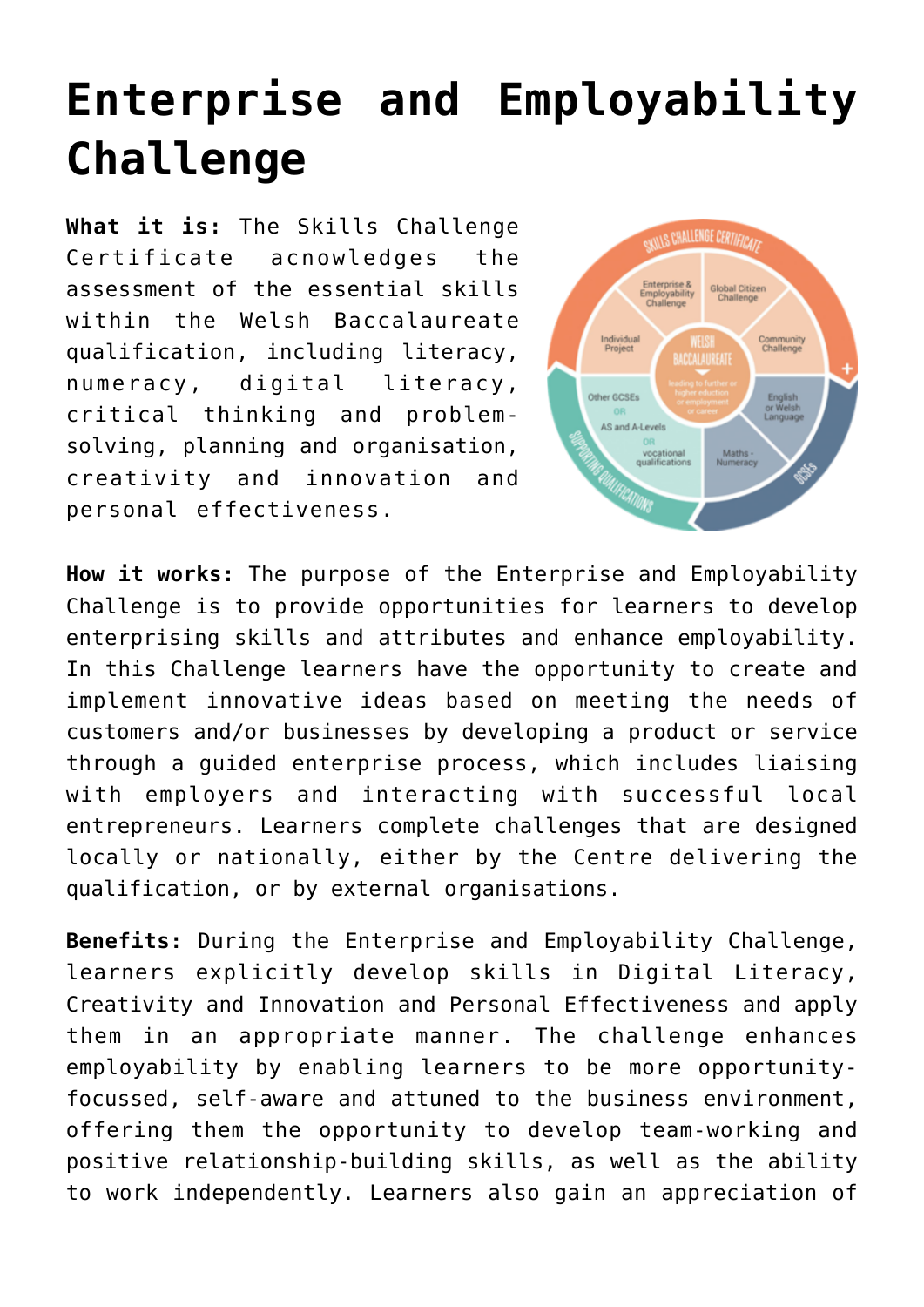# Enterprise and Employability Challenge

**What it is:** The Skills Challenge Certificate acnowledges the assessment of the essential skills within the Welsh Baccalaureate qualification, including literacy, numeracy, digital literacy, critical thinking and problem-solving, planning and organisation, creativity and innovation and personal effectiveness.

**How it works:** The purpose of the Enterprise and Employability Challenge is to provide opportunities for learners to develop enterprising skills and attributes and enhance employability. In this Challenge learners have the opportunity to create and implement innovative ideas based on meeting the needs of customers and/or businesses by developing a product or service through a guided enterprise process, which includes liaising with employers and interacting with successful local entrepreneurs. Learners complete challenges that are designed locally or nationally, either by the Centre delivering the qualification, or by external organisations.

**Benefits:** During the Enterprise and Employability Challenge, learners explicitly develop skills in Digital Literacy, Creativity and Innovation and Personal Effectiveness and apply them in an appropriate manner. The challenge enhances employability by enabling learners to be more opportunity-focussed, self-aware and attuned to the business environment, offering them the opportunity to develop team-working and positive relationship-building skills, as well as the ability to work independently. Learners also gain an appreciation of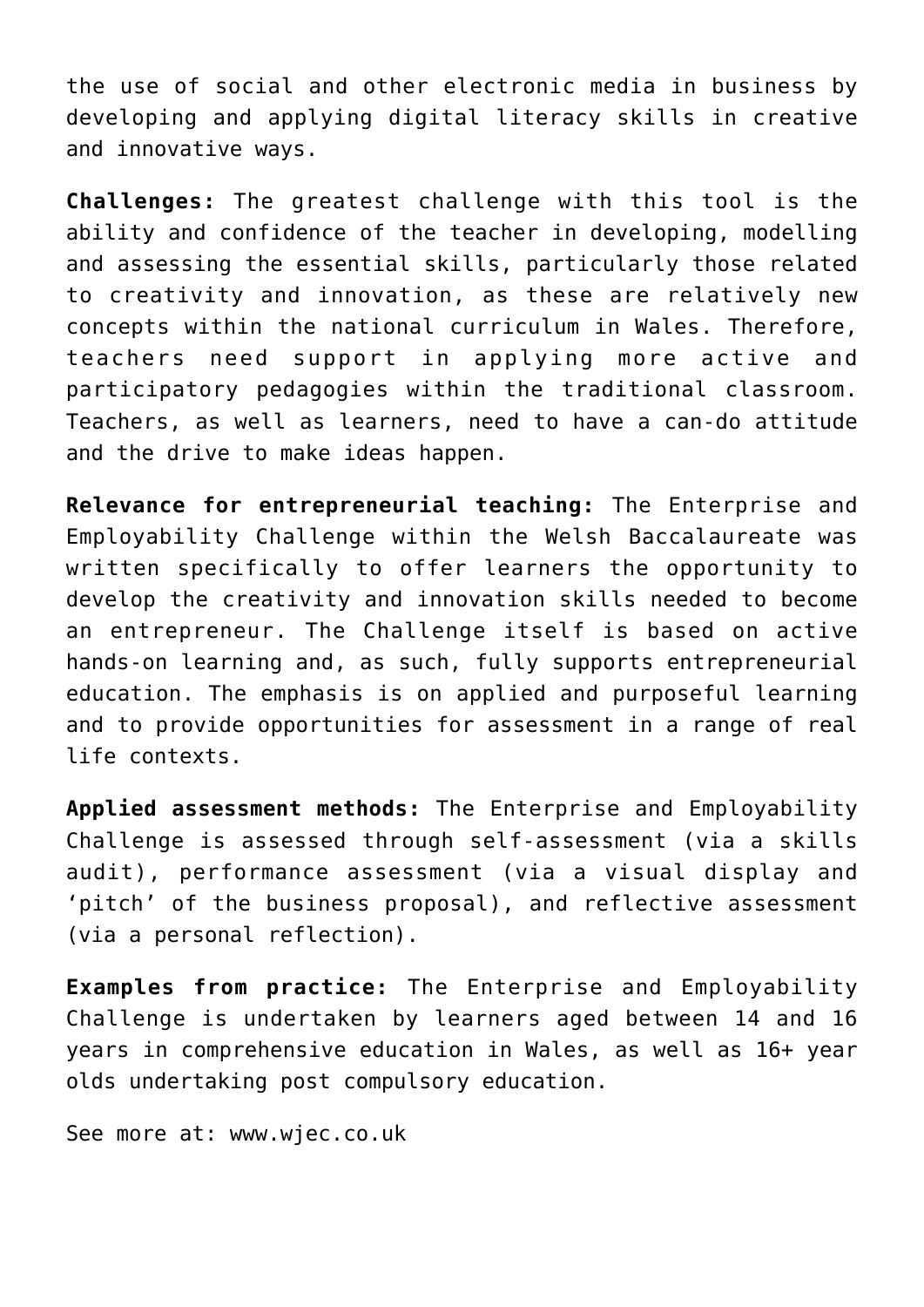the use of social and other electronic media in business by developing and applying digital literacy skills in creative and innovative ways.

**Challenges:** The greatest challenge with this tool is the ability and confidence of the teacher in developing, modelling and assessing the essential skills, particularly those related to creativity and innovation, as these are relatively new concepts within the national curriculum in Wales. Therefore, teachers need support in applying more active and participatory pedagogies within the traditional classroom. Teachers, as well as learners, need to have a can-do attitude and the drive to make ideas happen.

**Relevance for entrepreneurial teaching:** The Enterprise and Employability Challenge within the Welsh Baccalaureate was written specifically to offer learners the opportunity to develop the creativity and innovation skills needed to become an entrepreneur. The Challenge itself is based on active hands-on learning and, as such, fully supports entrepreneurial education. The emphasis is on applied and purposeful learning and to provide opportunities for assessment in a range of real life contexts.

**Applied assessment methods:** The Enterprise and Employability Challenge is assessed through self-assessment (via a skills audit), performance assessment (via a visual display and 'pitch' of the business proposal), and reflective assessment (via a personal reflection).

**Examples from practice:** The Enterprise and Employability Challenge is undertaken by learners aged between 14 and 16 years in comprehensive education in Wales, as well as 16+ year olds undertaking post compulsory education.

See more at: www.wjec.co.uk